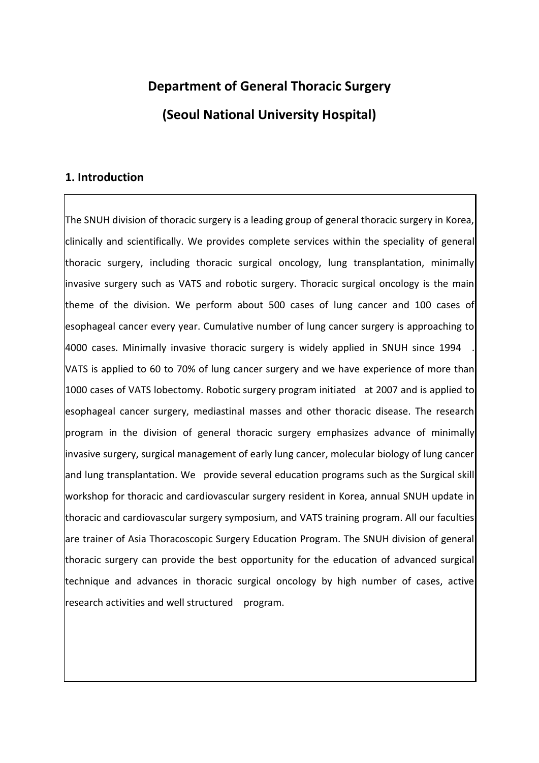# Department of General Thoracic Surgery

# (Seoul National University Hospital)

## 1. Introduction

The SNUH division of thoracic surgery is a leading group of general thoracic surgery in Korea, clinically and scientifically. We provides complete services within the speciality of general thoracic surgery, including thoracic surgical oncology, lung transplantation, minimally invasive surgery such as VATS and robotic surgery. Thoracic surgical oncology is the main theme of the division. We perform about 500 cases of lung cancer and 100 cases of esophageal cancer every year. Cumulative number of lung cancer surgery is approaching to 4000 cases. Minimally invasive thoracic surgery is widely applied in SNUH since 1994 . VATS is applied to 60 to 70% of lung cancer surgery and we have experience of more than 1000 cases of VATS lobectomy. Robotic surgery program initiated at 2007 and is applied to esophageal cancer surgery, mediastinal masses and other thoracic disease. The research program in the division of general thoracic surgery emphasizes advance of minimally invasive surgery, surgical management of early lung cancer, molecular biology of lung cancer and lung transplantation. We provide several education programs such as the Surgical skill workshop for thoracic and cardiovascular surgery resident in Korea, annual SNUH update in thoracic and cardiovascular surgery symposium, and VATS training program. All our faculties are trainer of Asia Thoracoscopic Surgery Education Program. The SNUH division of general thoracic surgery can provide the best opportunity for the education of advanced surgical technique and advances in thoracic surgical oncology by high number of cases, active research activities and well structured program.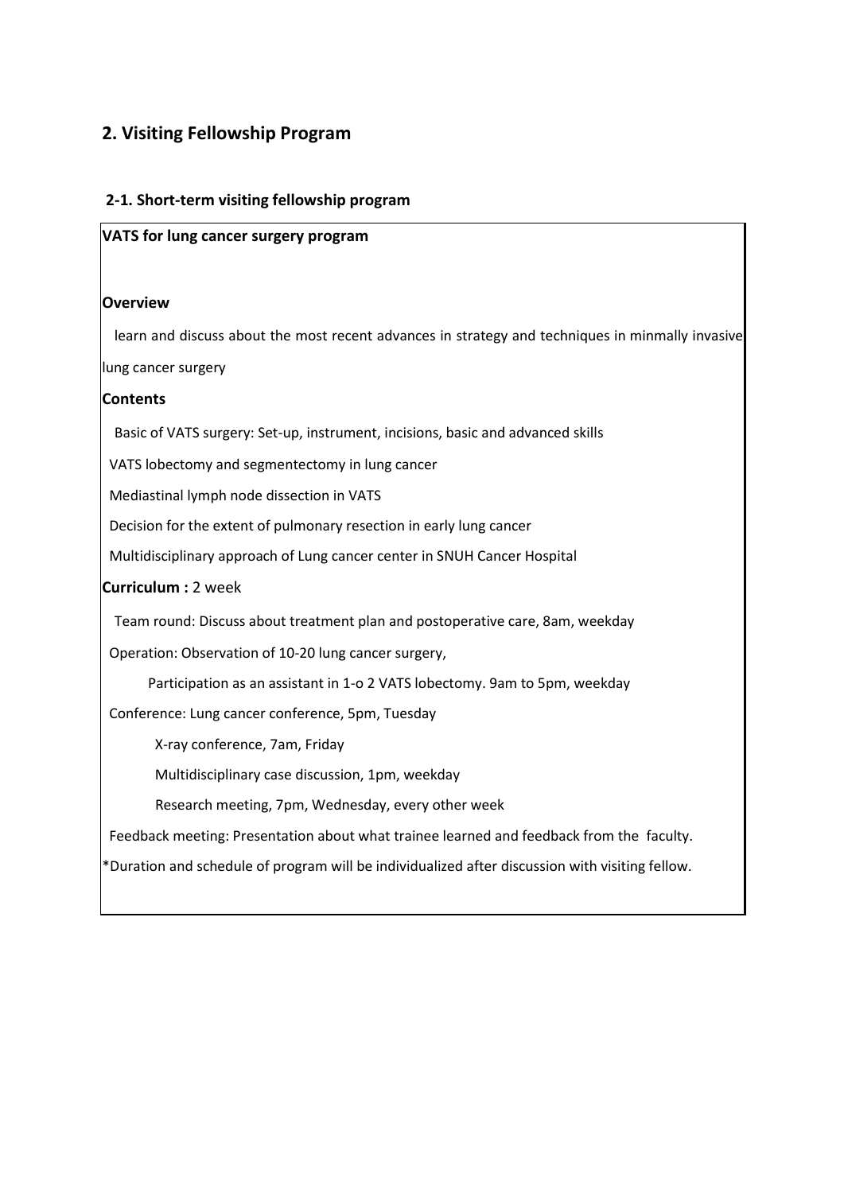## 2. Visiting Fellowship Program

### 2-1. Short-term visiting fellowship program

**VATS for lung cancer surgery program**

**Overview**

learn and discuss about the most recent advances in strategy and techniques in minmally invasive lung cancer surgery

**Contents**

Basic of VATS surgery: Set-up, instrument, incisions, basic and advanced skills

VATS lobectomy and segmentectomy in lung cancer

Mediastinal lymph node dissection in VATS

Decision for the extent of pulmonary resection in early lung cancer

Multidisciplinary approach of Lung cancer center in SNUH Cancer Hospital

**Curriculum :** 2 week

Team round: Discuss about treatment plan and postoperative care, 8am, weekday

Operation: Observation of 10-20 lung cancer surgery,

Participation as an assistant in 1-o 2 VATS lobectomy. 9am to 5pm, weekday

Conference: Lung cancer conference, 5pm, Tuesday

X-ray conference, 7am, Friday

Multidisciplinary case discussion, 1pm, weekday

Research meeting, 7pm, Wednesday, every other week

Feedback meeting: Presentation about what trainee learned and feedback from the faculty.

*Duration and schedule of program will be individualized after discussion with visiting fellow.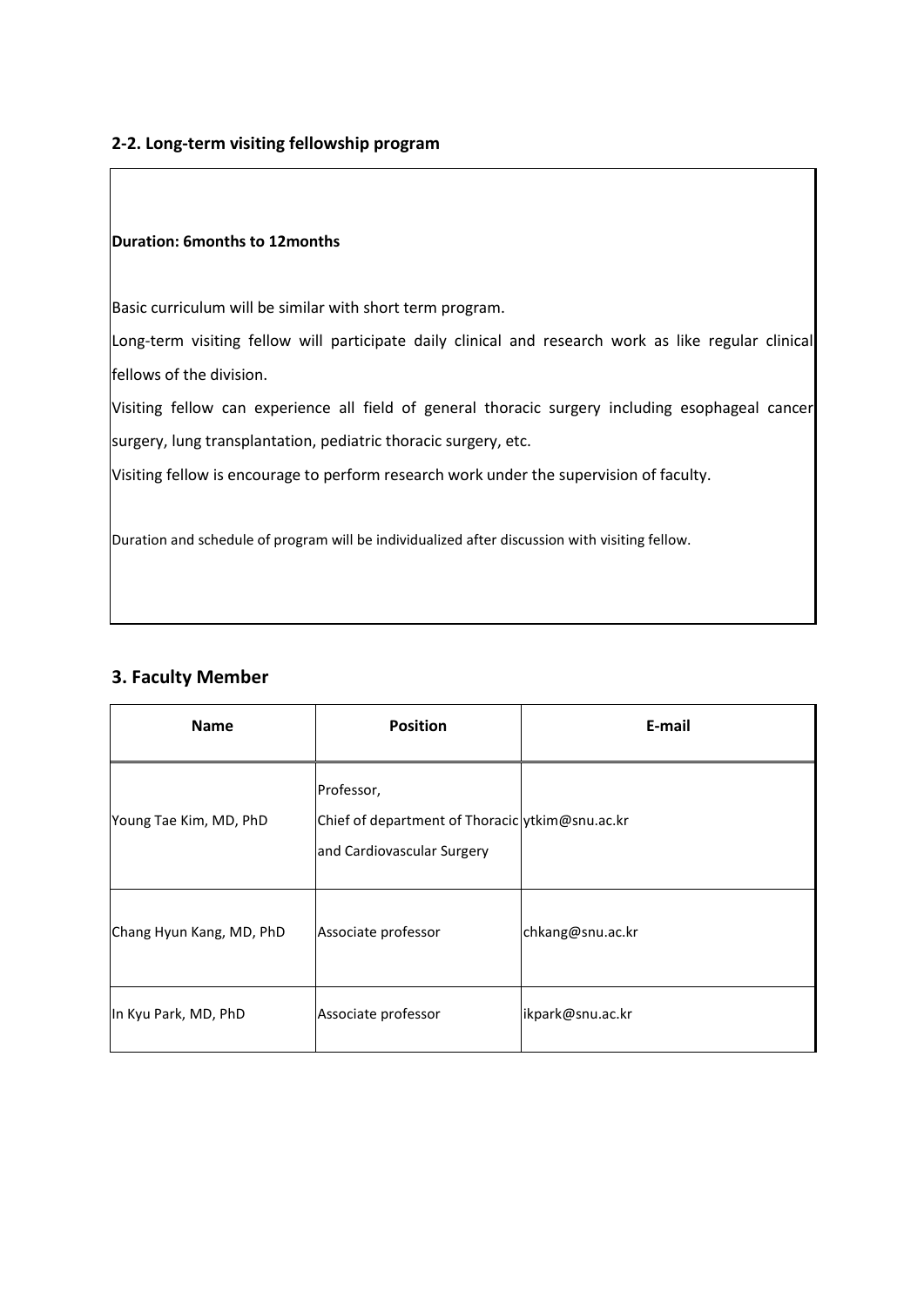## 2-2. Long-term visiting fellowship program

**Duration: 6months to 12months**

Basic curriculum will be similar with short term program.

Long-term visiting fellow will participate daily clinical and research work as like regular clinical fellows of the division.

Visiting fellow can experience all field of general thoracic surgery including esophageal cancer surgery, lung transplantation, pediatric thoracic surgery, etc.

Visiting fellow is encourage to perform research work under the supervision of faculty.

Duration and schedule of program will be individualized after discussion with visiting fellow.

## 3. Faculty Member

| Name | Position | E-mail |
|---|---|---|
| Young Tae Kim, MD, PhD | Professor,<br>Chief of department of Thoracic and Cardiovascular Surgery | ytkim@snu.ac.kr |
| Chang Hyun Kang, MD, PhD | Associate professor | chkang@snu.ac.kr |
| In Kyu Park, MD, PhD | Associate professor | ikpark@snu.ac.kr |